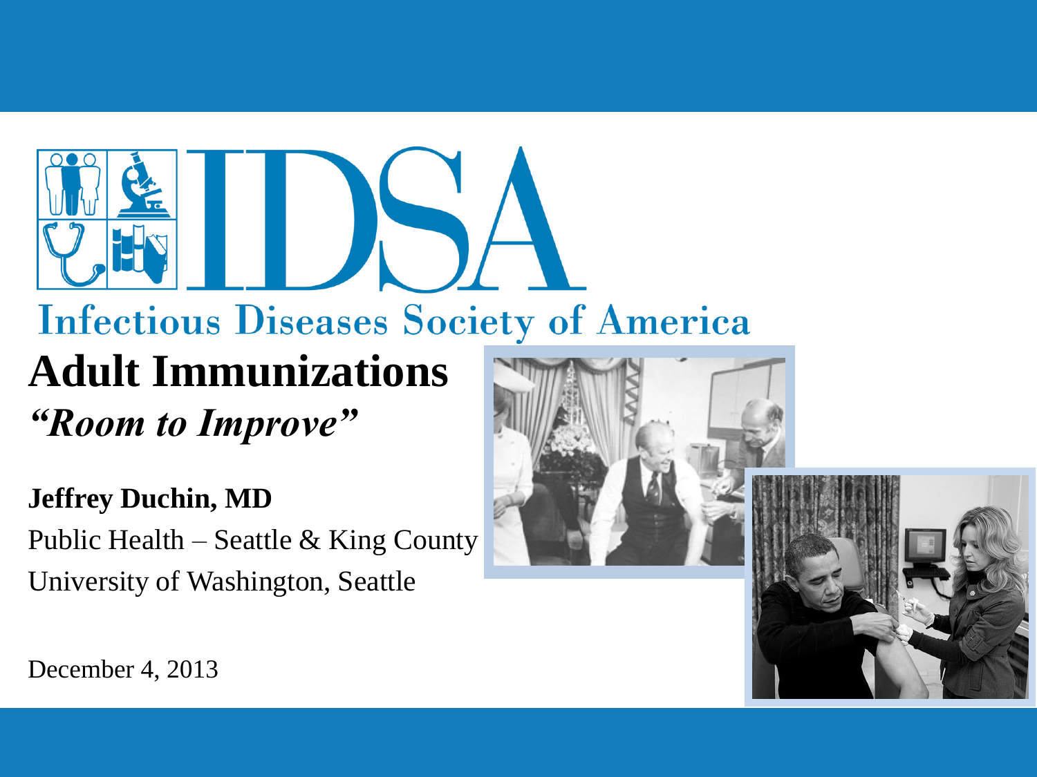# Adult Immunizations

## *"Room to Improve"*

**Jeffrey Duchin, MD**

Public Health – Seattle & King County

University of Washington, Seattle

December 4, 2013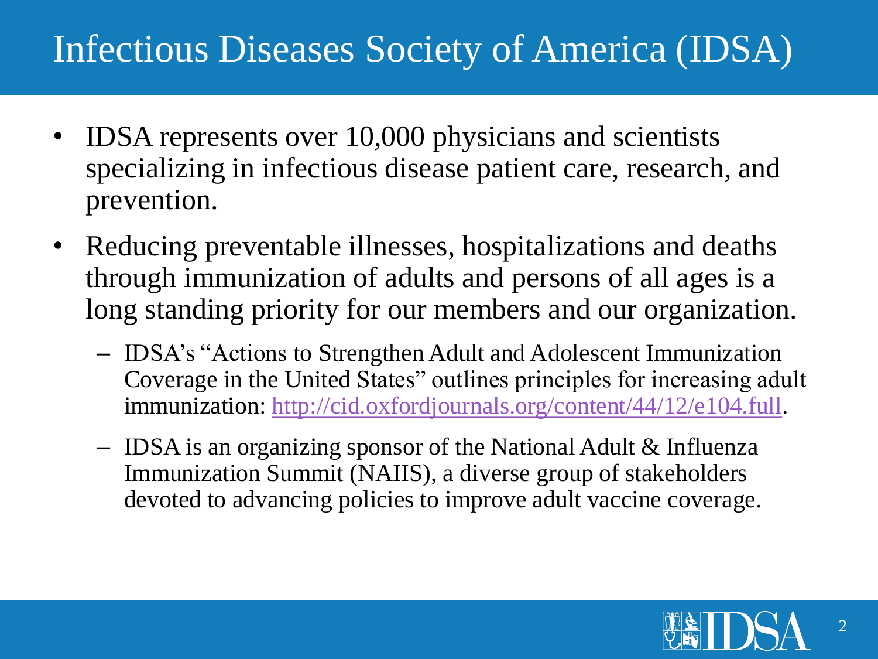# Infectious Diseases Society of America (IDSA)

- IDSA represents over 10,000 physicians and scientists specializing in infectious disease patient care, research, and prevention.
- Reducing preventable illnesses, hospitalizations and deaths through immunization of adults and persons of all ages is a long standing priority for our members and our organization.
  - IDSA's "Actions to Strengthen Adult and Adolescent Immunization Coverage in the United States" outlines principles for increasing adult immunization: http://cid.oxfordjournals.org/content/44/12/e104.full.
  - IDSA is an organizing sponsor of the National Adult & Influenza Immunization Summit (NAIIS), a diverse group of stakeholders devoted to advancing policies to improve adult vaccine coverage.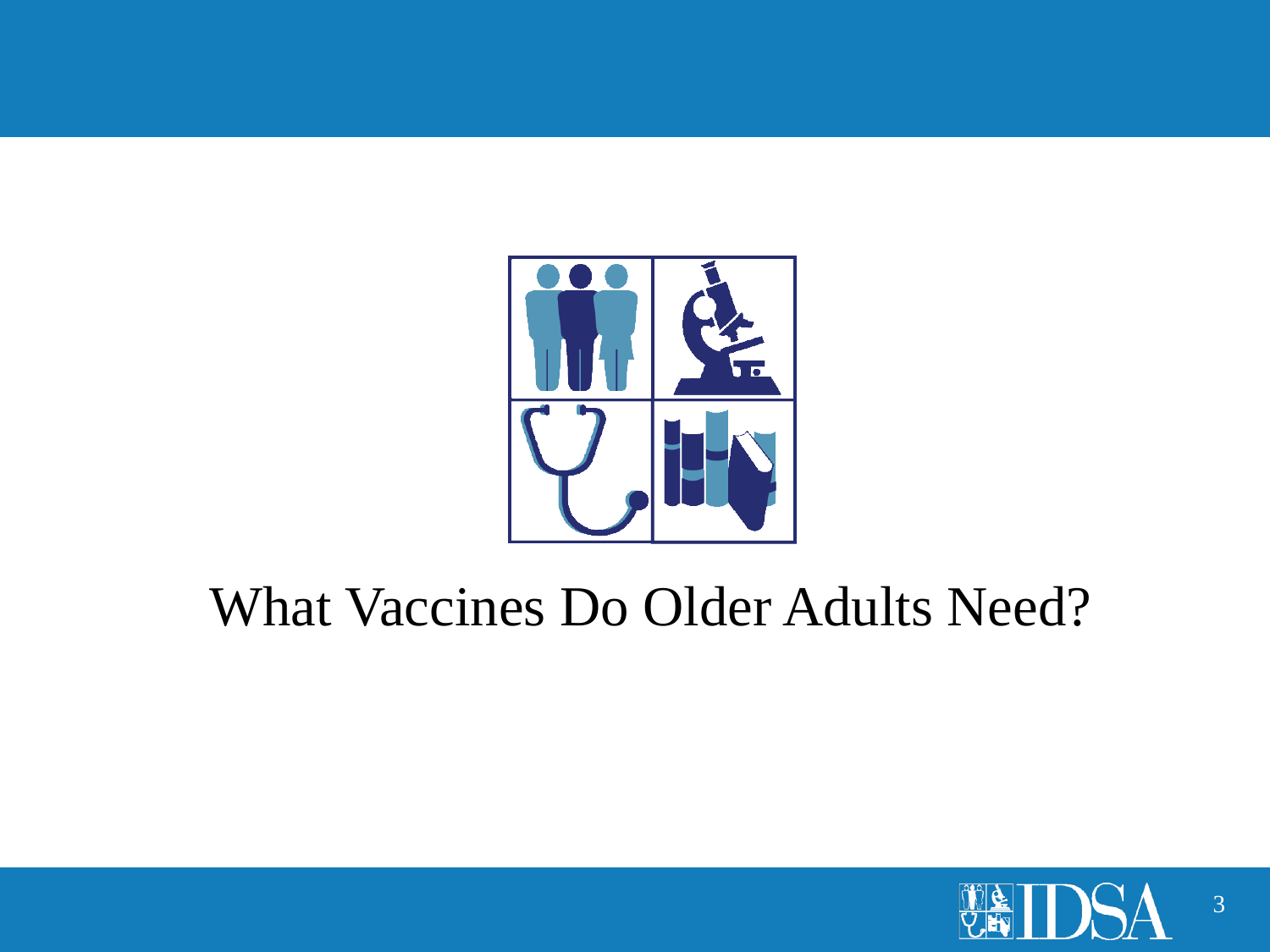# What Vaccines Do Older Adults Need?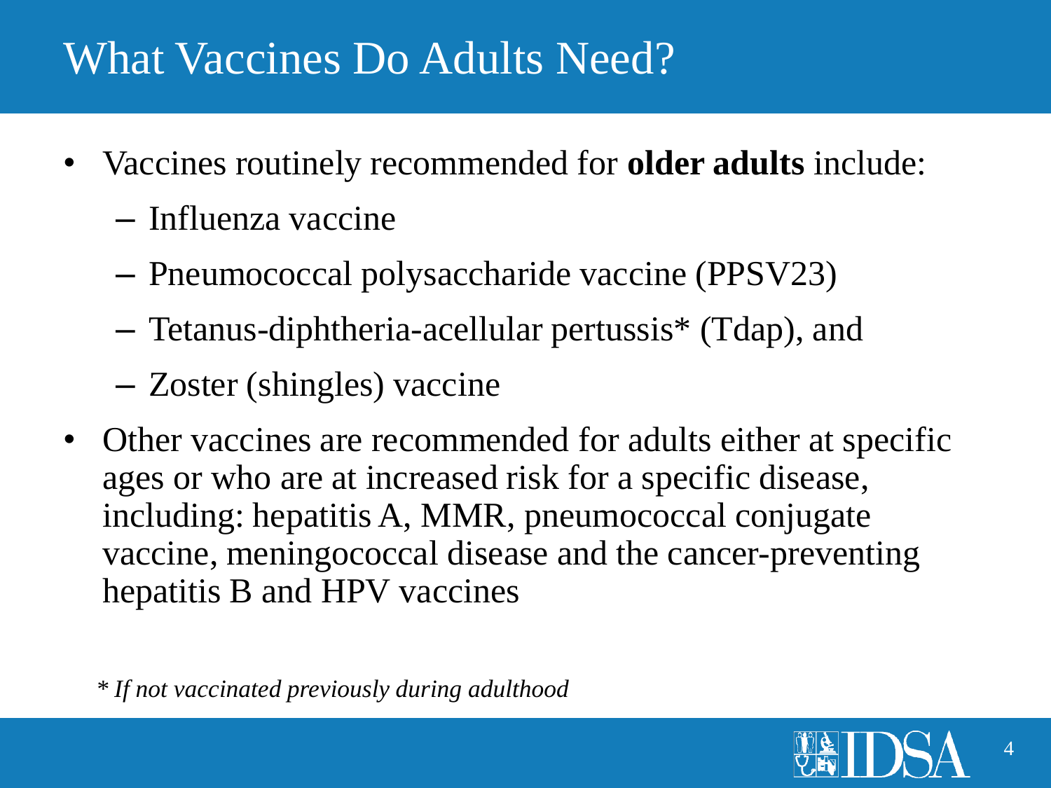# What Vaccines Do Adults Need?

- Vaccines routinely recommended for **older adults** include:
  - Influenza vaccine
  - Pneumococcal polysaccharide vaccine (PPSV23)
  - Tetanus-diphtheria-acellular pertussis* (Tdap), and
  - Zoster (shingles) vaccine
- Other vaccines are recommended for adults either at specific ages or who are at increased risk for a specific disease, including: hepatitis A, MMR, pneumococcal conjugate vaccine, meningococcal disease and the cancer-preventing hepatitis B and HPV vaccines

*\* If not vaccinated previously during adulthood*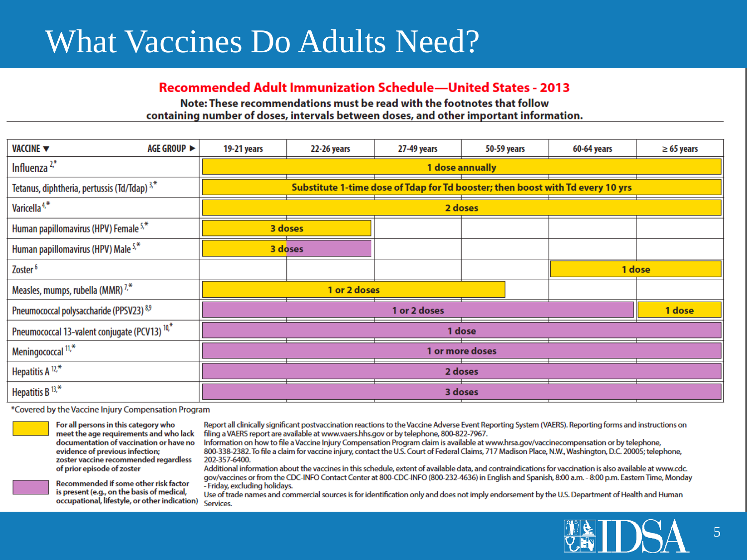# What Vaccines Do Adults Need?

**Recommended Adult Immunization Schedule—United States - 2013**

**Note: These recommendations must be read with the footnotes that follow containing number of doses, intervals between doses, and other important information.**

| VACCINE ▼ / AGE GROUP ► | 19-21 years | 22-26 years | 27-49 years | 50-59 years | 60-64 years | ≥ 65 years |
|---|---|---|---|---|---|---|
| Influenza [2,*] | 1 dose annually | | | | | |
| Tetanus, diphtheria, pertussis (Td/Tdap) [3,*] | Substitute 1-time dose of Tdap for Td booster; then boost with Td every 10 yrs | | | | | |
| Varicella [4,*] | 2 doses | | | | | |
| Human papillomavirus (HPV) Female [5,*] | 3 doses | | | | | |
| Human papillomavirus (HPV) Male [5,*] | 3 doses | | | | | |
| Zoster [6] | | | | | 1 dose | |
| Measles, mumps, rubella (MMR) [7,*] | 1 or 2 doses | | | | | |
| Pneumococcal polysaccharide (PPSV23) [8,9] | 1 or 2 doses | | | | | 1 dose |
| Pneumococcal 13-valent conjugate (PCV13) [10,*] | 1 dose | | | | | |
| Meningococcal [11,*] | 1 or more doses | | | | | |
| Hepatitis A [12,*] | 2 doses | | | | | |
| Hepatitis B [13,*] | 3 doses | | | | | |

*Covered by the Vaccine Injury Compensation Program

- (Yellow) For all persons in this category who meet the age requirements and who lack documentation of vaccination or have no evidence of previous infection; zoster vaccine recommended regardless of prior episode of zoster
- (Purple) Recommended if some other risk factor is present (e.g., on the basis of medical, occupational, lifestyle, or other indication)

Report all clinically significant postvaccination reactions to the Vaccine Adverse Event Reporting System (VAERS). Reporting forms and instructions on filing a VAERS report are available at www.vaers.hhs.gov or by telephone, 800-822-7967.

Information on how to file a Vaccine Injury Compensation Program claim is available at www.hrsa.gov/vaccinecompensation or by telephone, 800-338-2382. To file a claim for vaccine injury, contact the U.S. Court of Federal Claims, 717 Madison Place, N.W., Washington, D.C. 20005; telephone, 202-357-6400.

Additional information about the vaccines in this schedule, extent of available data, and contraindications for vaccination is also available at www.cdc.gov/vaccines or from the CDC-INFO Contact Center at 800-CDC-INFO (800-232-4636) in English and Spanish, 8:00 a.m. - 8:00 p.m. Eastern Time, Monday - Friday, excluding holidays.

Use of trade names and commercial sources is for identification only and does not imply endorsement by the U.S. Department of Health and Human Services.

IDSA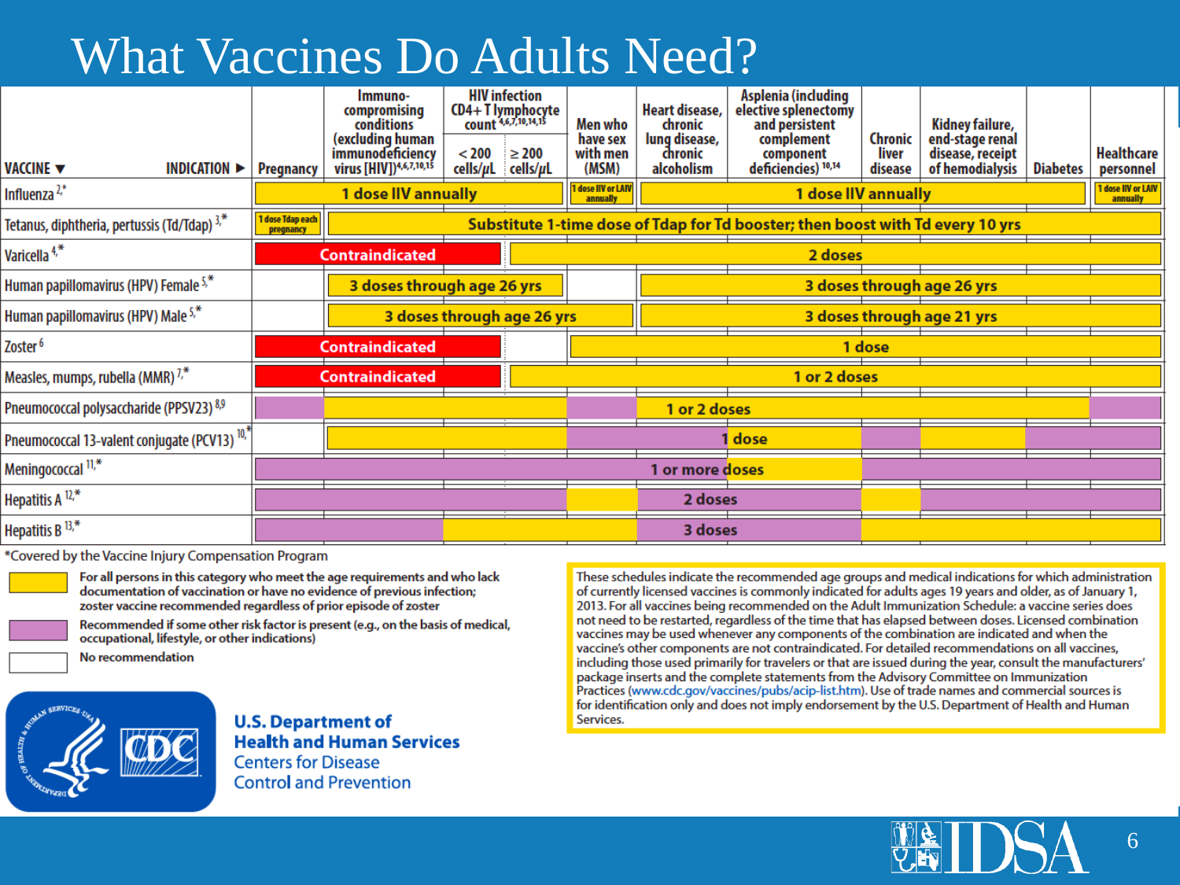# What Vaccines Do Adults Need?

| VACCINE ▼ / INDICATION ► | Pregnancy | Immuno-compromising conditions (excluding human immunodeficiency virus [HIV])[4,6,7,10,15] | HIV infection CD4+ T lymphocyte count[4,6,7,10,14,15] < 200 cells/μL | HIV infection CD4+ T lymphocyte count ≥ 200 cells/μL | Men who have sex with men (MSM) | Heart disease, chronic lung disease, chronic alcoholism | Asplenia (including elective splenectomy and persistent complement component deficiencies)[10,14] | Chronic liver disease | Kidney failure, end-stage renal disease, receipt of hemodialysis | Diabetes | Healthcare personnel |
|---|---|---|---|---|---|---|---|---|---|---|---|
| Influenza[2,*] | 1 dose IIV annually | 1 dose IIV annually | 1 dose IIV annually | 1 dose IIV annually | 1 dose IIV or LAIV annually | 1 dose IIV annually | 1 dose IIV annually | 1 dose IIV annually | 1 dose IIV annually | 1 dose IIV annually | 1 dose IIV or LAIV annually |
| Tetanus, diphtheria, pertussis (Td/Tdap)[3,*] | 1 dose Tdap each pregnancy | Substitute 1-time dose of Tdap for Td booster; then boost with Td every 10 yrs | Substitute 1-time dose of Tdap for Td booster; then boost with Td every 10 yrs | Substitute 1-time dose of Tdap for Td booster; then boost with Td every 10 yrs | Substitute 1-time dose of Tdap for Td booster; then boost with Td every 10 yrs | Substitute 1-time dose of Tdap for Td booster; then boost with Td every 10 yrs | Substitute 1-time dose of Tdap for Td booster; then boost with Td every 10 yrs | Substitute 1-time dose of Tdap for Td booster; then boost with Td every 10 yrs | Substitute 1-time dose of Tdap for Td booster; then boost with Td every 10 yrs | Substitute 1-time dose of Tdap for Td booster; then boost with Td every 10 yrs | Substitute 1-time dose of Tdap for Td booster; then boost with Td every 10 yrs |
| Varicella[4,*] | Contraindicated | Contraindicated | Contraindicated | 2 doses | 2 doses | 2 doses | 2 doses | 2 doses | 2 doses | 2 doses | 2 doses |
| Human papillomavirus (HPV) Female[5,*] | | 3 doses through age 26 yrs | 3 doses through age 26 yrs | 3 doses through age 26 yrs | | 3 doses through age 26 yrs | 3 doses through age 26 yrs | 3 doses through age 26 yrs | 3 doses through age 26 yrs | 3 doses through age 26 yrs | 3 doses through age 26 yrs |
| Human papillomavirus (HPV) Male[5,*] | | 3 doses through age 26 yrs | 3 doses through age 26 yrs | 3 doses through age 26 yrs | 3 doses through age 26 yrs | 3 doses through age 21 yrs | 3 doses through age 21 yrs | 3 doses through age 21 yrs | 3 doses through age 21 yrs | 3 doses through age 21 yrs | 3 doses through age 21 yrs |
| Zoster[6] | Contraindicated | Contraindicated | Contraindicated | | 1 dose | 1 dose | 1 dose | 1 dose | 1 dose | 1 dose | 1 dose |
| Measles, mumps, rubella (MMR)[7,*] | Contraindicated | Contraindicated | Contraindicated | 1 or 2 doses | 1 or 2 doses | 1 or 2 doses | 1 or 2 doses | 1 or 2 doses | 1 or 2 doses | 1 or 2 doses | 1 or 2 doses |
| Pneumococcal polysaccharide (PPSV23)[8,9] | 1 or 2 doses | 1 or 2 doses | 1 or 2 doses | 1 or 2 doses | 1 or 2 doses | 1 or 2 doses | 1 or 2 doses | 1 or 2 doses | 1 or 2 doses | 1 or 2 doses | 1 or 2 doses |
| Pneumococcal 13-valent conjugate (PCV13)[10,*] | | 1 dose | 1 dose | 1 dose | 1 dose | 1 dose | 1 dose | 1 dose | 1 dose | 1 dose | 1 dose |
| Meningococcal[11,*] | 1 or more doses | 1 or more doses | 1 or more doses | 1 or more doses | 1 or more doses | 1 or more doses | 1 or more doses | 1 or more doses | 1 or more doses | 1 or more doses | 1 or more doses |
| Hepatitis A[12,*] | 2 doses | 2 doses | 2 doses | 2 doses | 2 doses | 2 doses | 2 doses | 2 doses | 2 doses | 2 doses | 2 doses |
| Hepatitis B[13,*] | 3 doses | 3 doses | 3 doses | 3 doses | 3 doses | 3 doses | 3 doses | 3 doses | 3 doses | 3 doses | 3 doses |

*Covered by the Vaccine Injury Compensation Program

- (Yellow) For all persons in this category who meet the age requirements and who lack documentation of vaccination or have no evidence of previous infection; zoster vaccine recommended regardless of prior episode of zoster
- (Purple) Recommended if some other risk factor is present (e.g., on the basis of medical, occupational, lifestyle, or other indications)
- (White) No recommendation

These schedules indicate the recommended age groups and medical indications for which administration of currently licensed vaccines is commonly indicated for adults ages 19 years and older, as of January 1, 2013. For all vaccines being recommended on the Adult Immunization Schedule: a vaccine series does not need to be restarted, regardless of the time that has elapsed between doses. Licensed combination vaccines may be used whenever any components of the combination are indicated and when the vaccine's other components are not contraindicated. For detailed recommendations on all vaccines, including those used primarily for travelers or that are issued during the year, consult the manufacturers' package inserts and the complete statements from the Advisory Committee on Immunization Practices (www.cdc.gov/vaccines/pubs/acip-list.htm). Use of trade names and commercial sources is for identification only and does not imply endorsement by the U.S. Department of Health and Human Services.

**U.S. Department of Health and Human Services**
Centers for Disease Control and Prevention

IDSA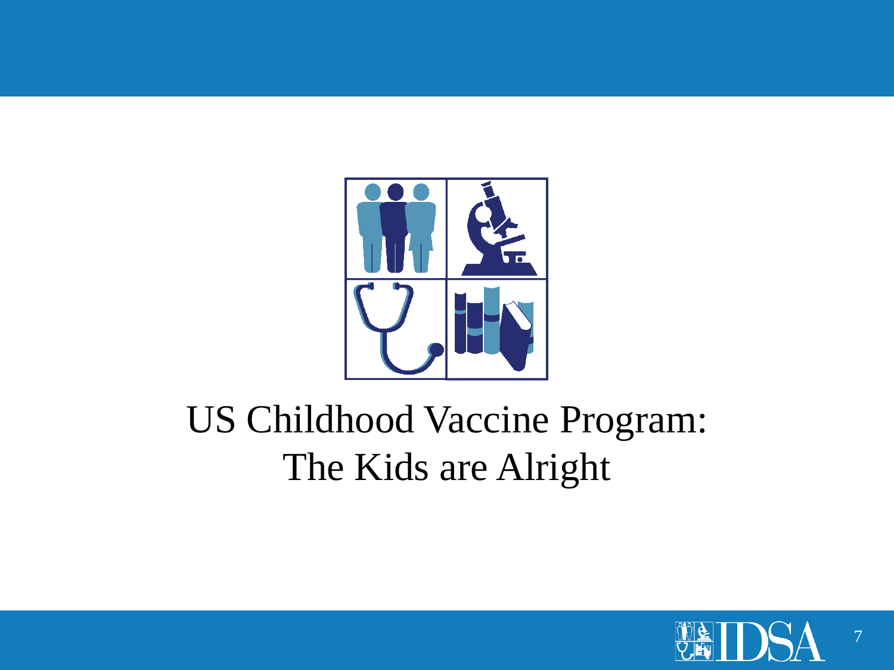# US Childhood Vaccine Program: The Kids are Alright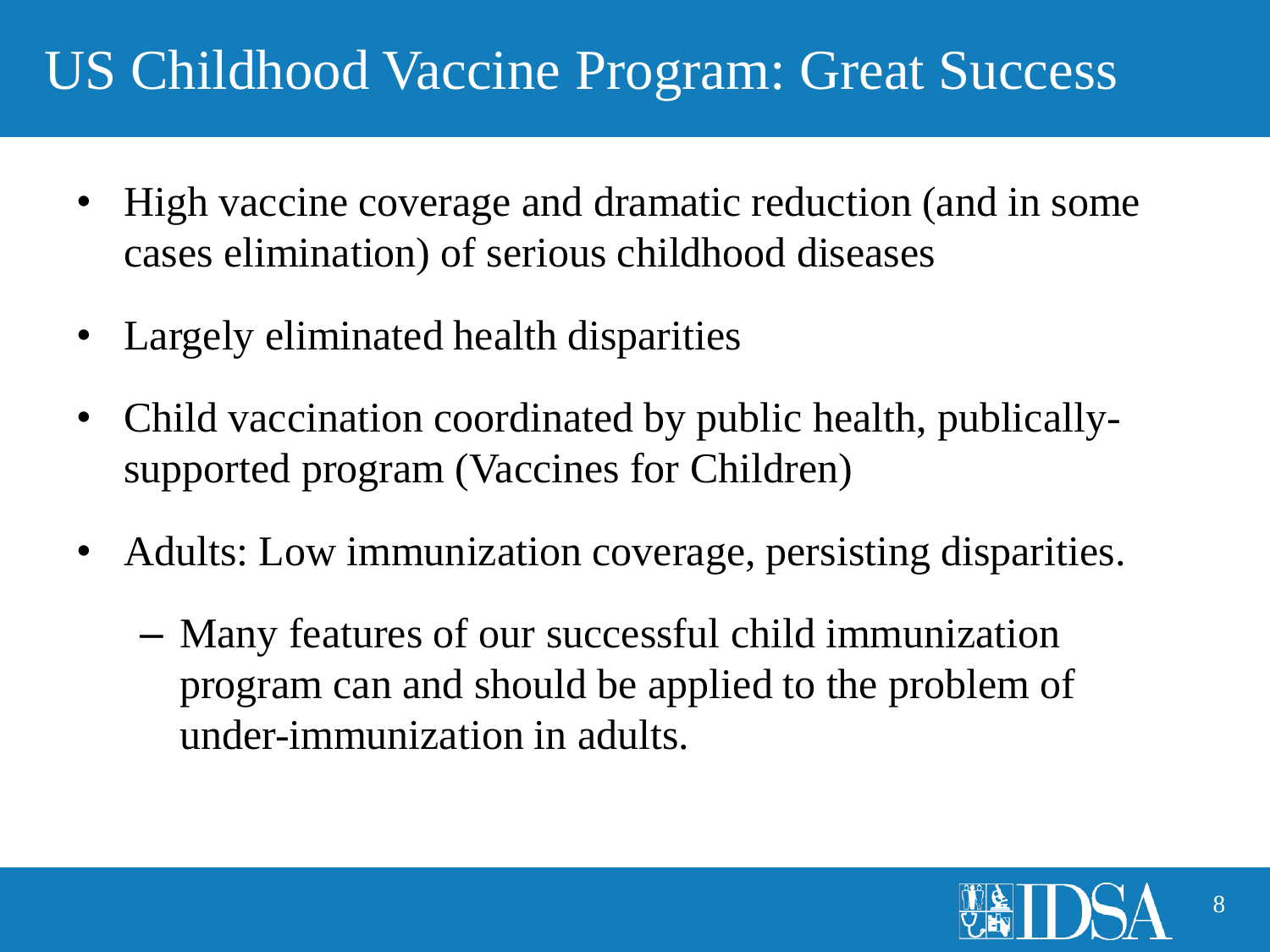# US Childhood Vaccine Program: Great Success

- High vaccine coverage and dramatic reduction (and in some cases elimination) of serious childhood diseases
- Largely eliminated health disparities
- Child vaccination coordinated by public health, publically-supported program (Vaccines for Children)
- Adults: Low immunization coverage, persisting disparities.
  - Many features of our successful child immunization program can and should be applied to the problem of under-immunization in adults.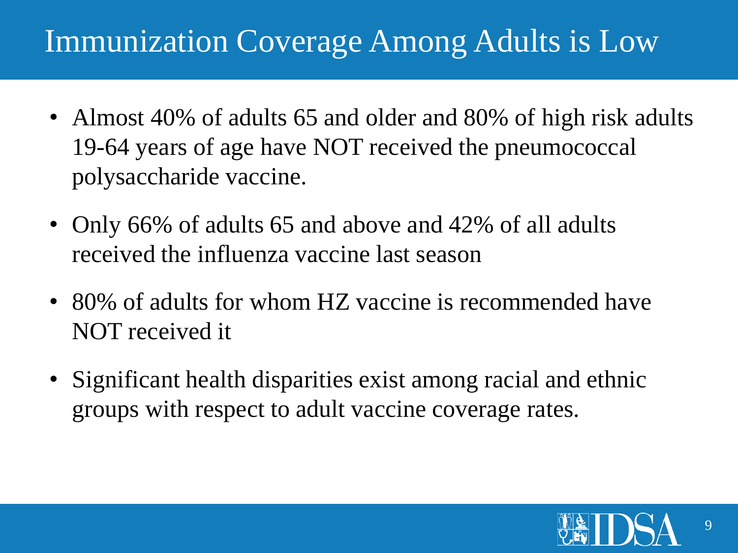# Immunization Coverage Among Adults is Low

- Almost 40% of adults 65 and older and 80% of high risk adults 19-64 years of age have NOT received the pneumococcal polysaccharide vaccine.
- Only 66% of adults 65 and above and 42% of all adults received the influenza vaccine last season
- 80% of adults for whom HZ vaccine is recommended have NOT received it
- Significant health disparities exist among racial and ethnic groups with respect to adult vaccine coverage rates.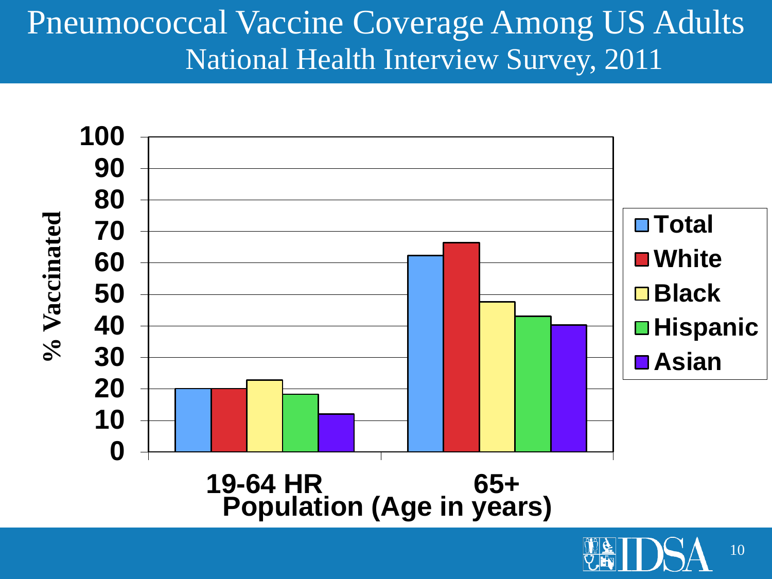# Pneumococcal Vaccine Coverage Among US Adults
## National Health Interview Survey, 2011

% Vaccinated

100
90
80
70
60
50
40
30
20
10
0

19-64 HR
65+

Population (Age in years)

- Total
- White
- Black
- Hispanic
- Asian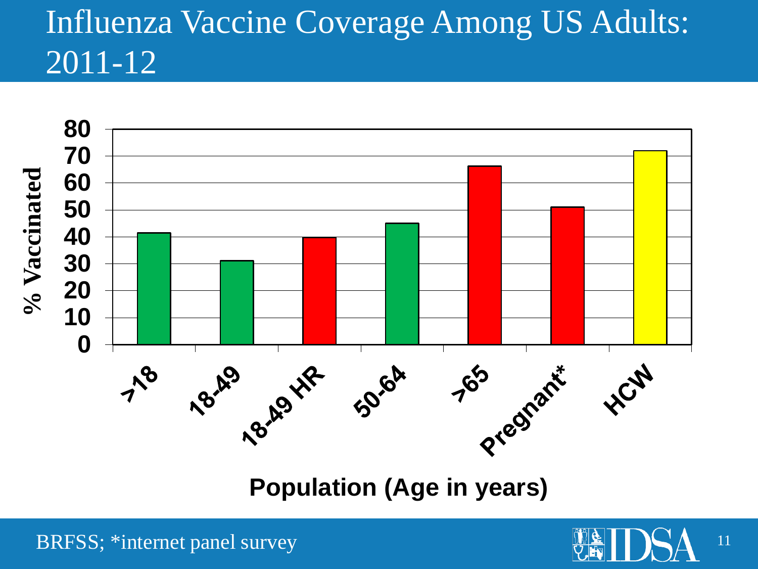# Influenza Vaccine Coverage Among US Adults: 2011-12

% Vaccinated

80
70
60
50
40
30
20
10
0

>18 | 18-49 | 18-49 HR | 50-64 | >65 | Pregnant* | HCW

Population (Age in years)

BRFSS; *internet panel survey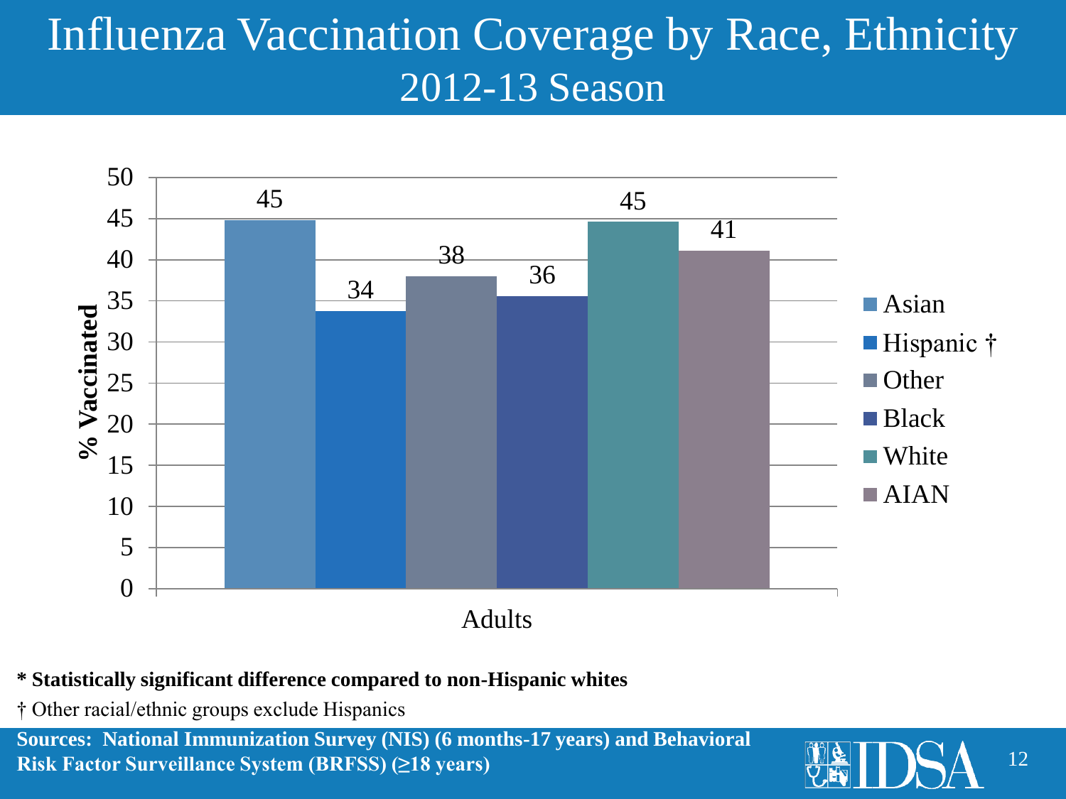# Influenza Vaccination Coverage by Race, Ethnicity

## 2012-13 Season

| Adults | % Vaccinated |
|---|---|
| Asian | 45 |
| Hispanic † | 34 |
| Other | 38 |
| Black | 36 |
| White | 45 |
| AIAN | 41 |

**\* Statistically significant difference compared to non-Hispanic whites**

† Other racial/ethnic groups exclude Hispanics

**Sources: National Immunization Survey (NIS) (6 months-17 years) and Behavioral Risk Factor Surveillance System (BRFSS) (≥18 years)**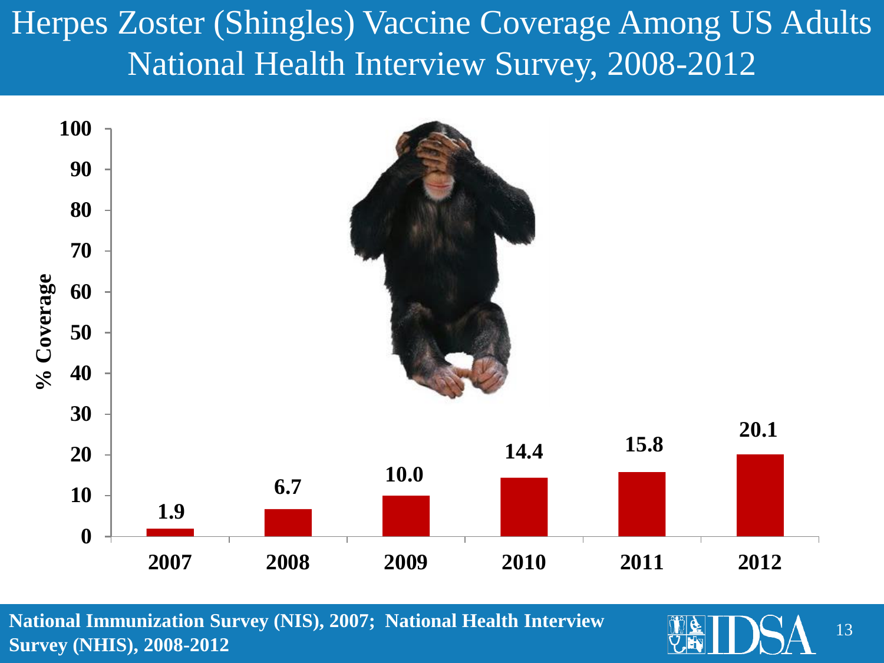# Herpes Zoster (Shingles) Vaccine Coverage Among US Adults National Health Interview Survey, 2008-2012

| Year | % Coverage |
|---|---|
| 2007 | 1.9 |
| 2008 | 6.7 |
| 2009 | 10.0 |
| 2010 | 14.4 |
| 2011 | 15.8 |
| 2012 | 20.1 |

**National Immunization Survey (NIS), 2007; National Health Interview Survey (NHIS), 2008-2012**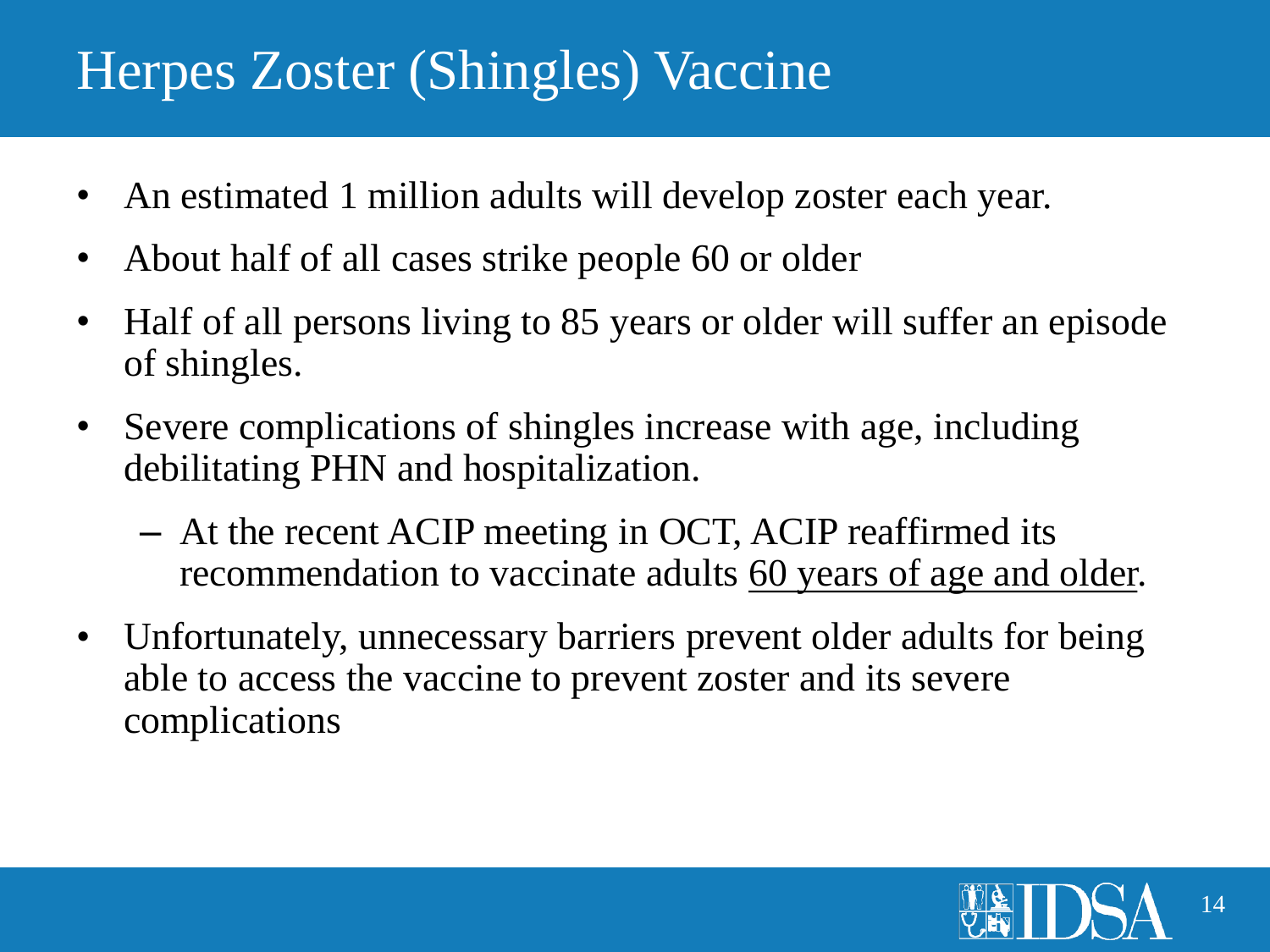# Herpes Zoster (Shingles) Vaccine

- An estimated 1 million adults will develop zoster each year.
- About half of all cases strike people 60 or older
- Half of all persons living to 85 years or older will suffer an episode of shingles.
- Severe complications of shingles increase with age, including debilitating PHN and hospitalization.
  - At the recent ACIP meeting in OCT, ACIP reaffirmed its recommendation to vaccinate adults <u>60 years of age and older</u>.
- Unfortunately, unnecessary barriers prevent older adults for being able to access the vaccine to prevent zoster and its severe complications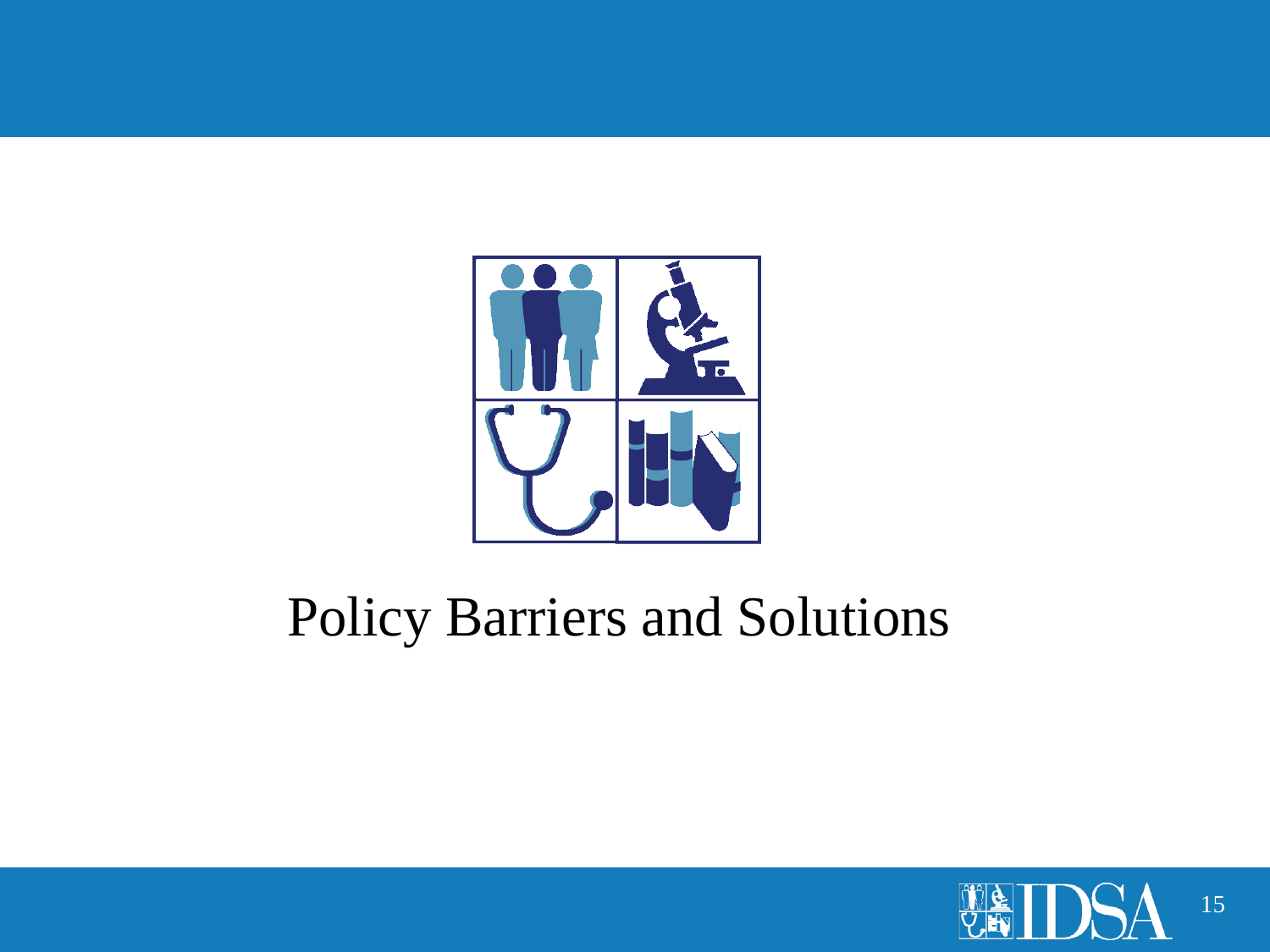# Policy Barriers and Solutions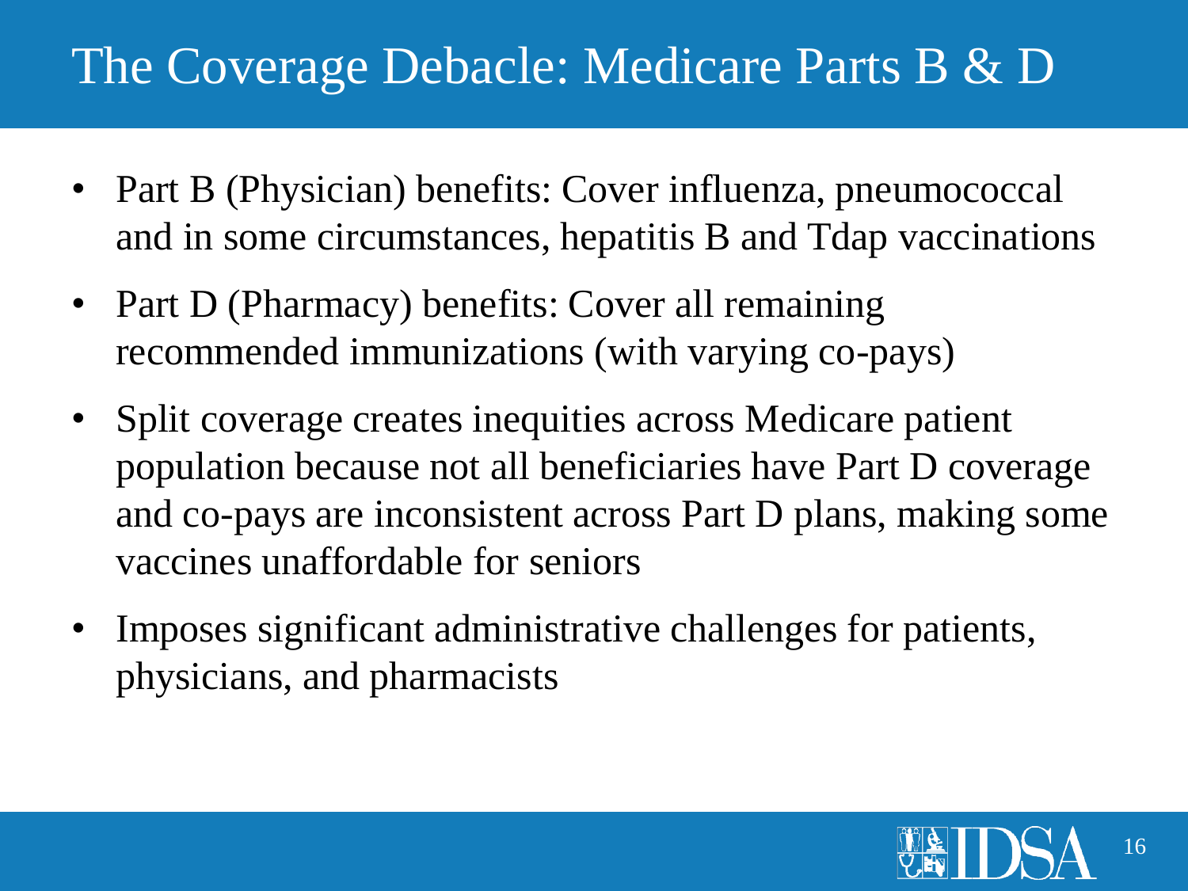# The Coverage Debacle: Medicare Parts B & D

- Part B (Physician) benefits: Cover influenza, pneumococcal and in some circumstances, hepatitis B and Tdap vaccinations
- Part D (Pharmacy) benefits: Cover all remaining recommended immunizations (with varying co-pays)
- Split coverage creates inequities across Medicare patient population because not all beneficiaries have Part D coverage and co-pays are inconsistent across Part D plans, making some vaccines unaffordable for seniors
- Imposes significant administrative challenges for patients, physicians, and pharmacists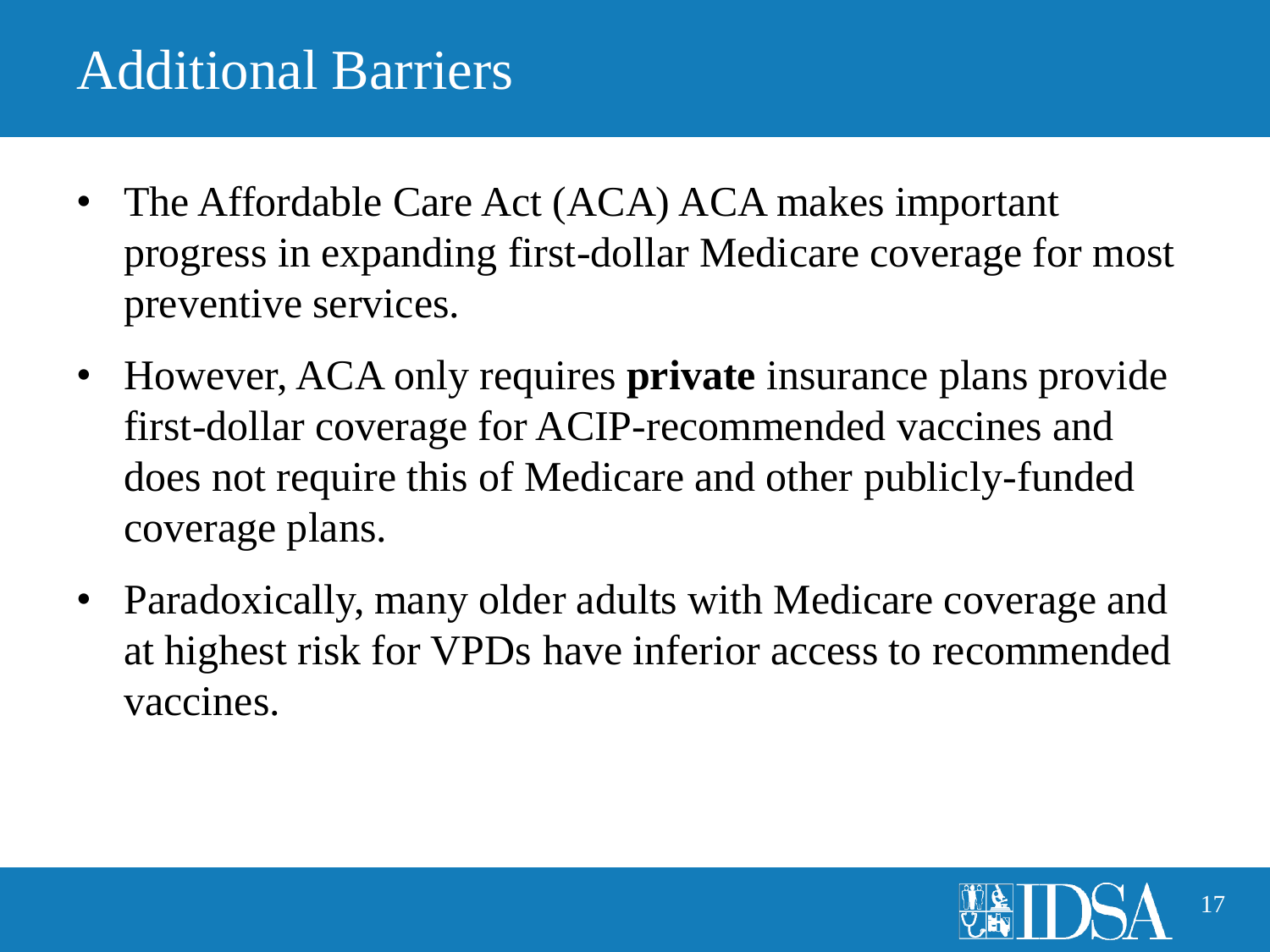# Additional Barriers

- The Affordable Care Act (ACA) ACA makes important progress in expanding first-dollar Medicare coverage for most preventive services.
- However, ACA only requires **private** insurance plans provide first-dollar coverage for ACIP-recommended vaccines and does not require this of Medicare and other publicly-funded coverage plans.
- Paradoxically, many older adults with Medicare coverage and at highest risk for VPDs have inferior access to recommended vaccines.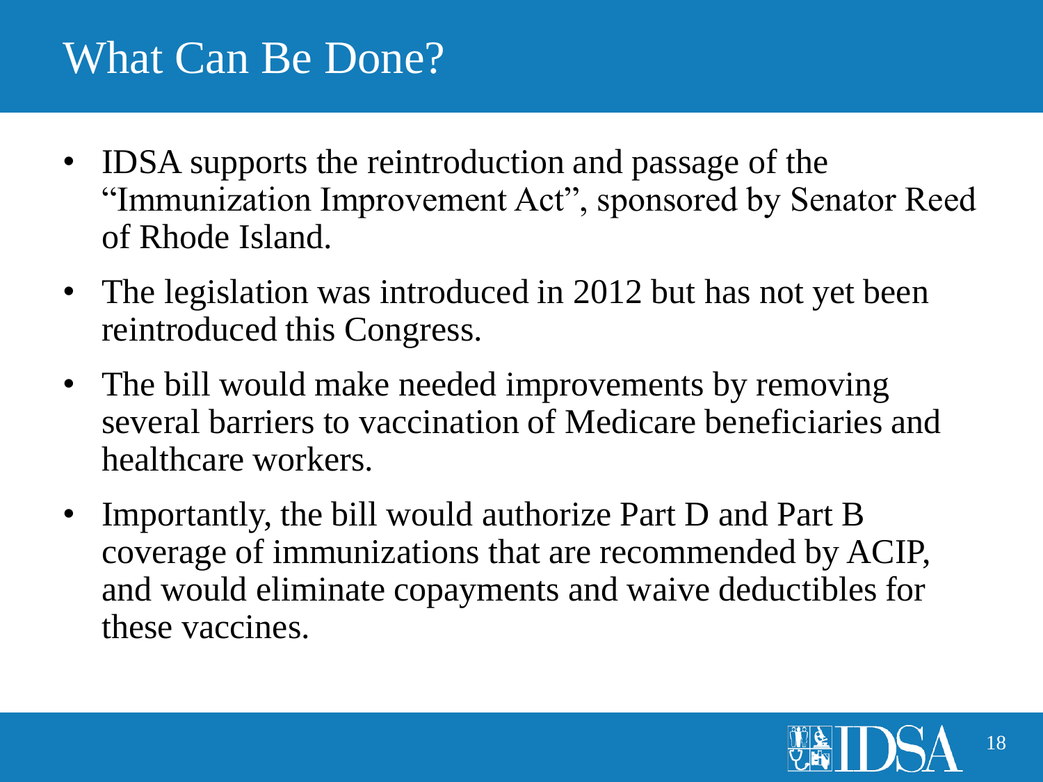# What Can Be Done?

- IDSA supports the reintroduction and passage of the "Immunization Improvement Act", sponsored by Senator Reed of Rhode Island.
- The legislation was introduced in 2012 but has not yet been reintroduced this Congress.
- The bill would make needed improvements by removing several barriers to vaccination of Medicare beneficiaries and healthcare workers.
- Importantly, the bill would authorize Part D and Part B coverage of immunizations that are recommended by ACIP, and would eliminate copayments and waive deductibles for these vaccines.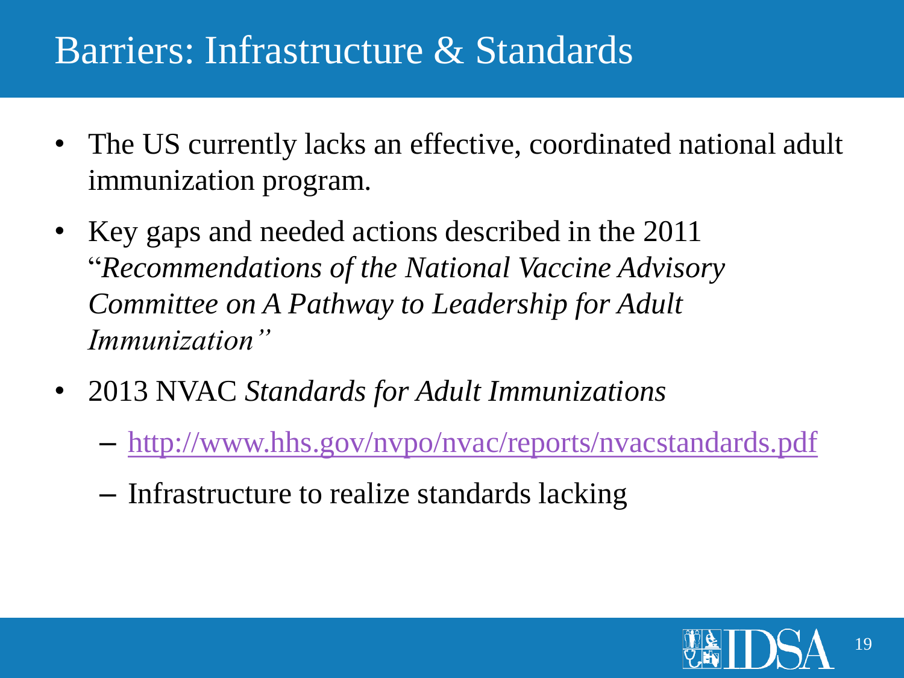# Barriers: Infrastructure & Standards

- The US currently lacks an effective, coordinated national adult immunization program.
- Key gaps and needed actions described in the 2011 "*Recommendations of the National Vaccine Advisory Committee on A Pathway to Leadership for Adult Immunization"*
- 2013 NVAC *Standards for Adult Immunizations*
  - http://www.hhs.gov/nvpo/nvac/reports/nvacstandards.pdf
  - Infrastructure to realize standards lacking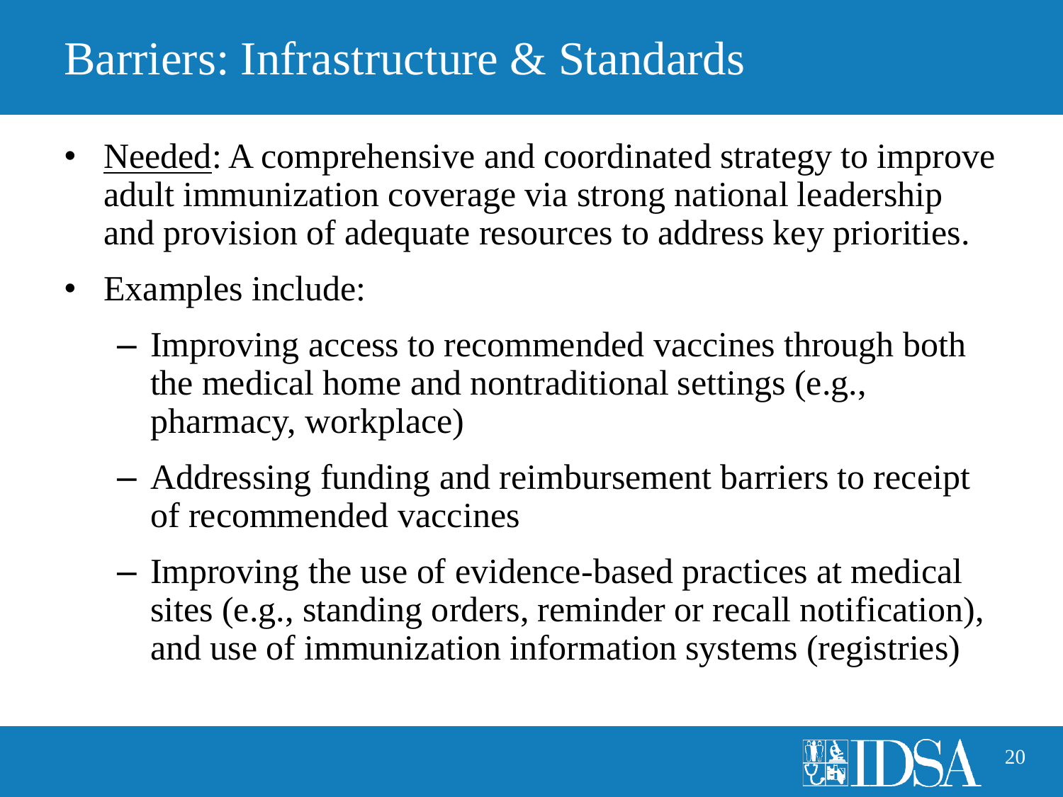# Barriers: Infrastructure & Standards

- Needed: A comprehensive and coordinated strategy to improve adult immunization coverage via strong national leadership and provision of adequate resources to address key priorities.
- Examples include:
  - Improving access to recommended vaccines through both the medical home and nontraditional settings (e.g., pharmacy, workplace)
  - Addressing funding and reimbursement barriers to receipt of recommended vaccines
  - Improving the use of evidence-based practices at medical sites (e.g., standing orders, reminder or recall notification), and use of immunization information systems (registries)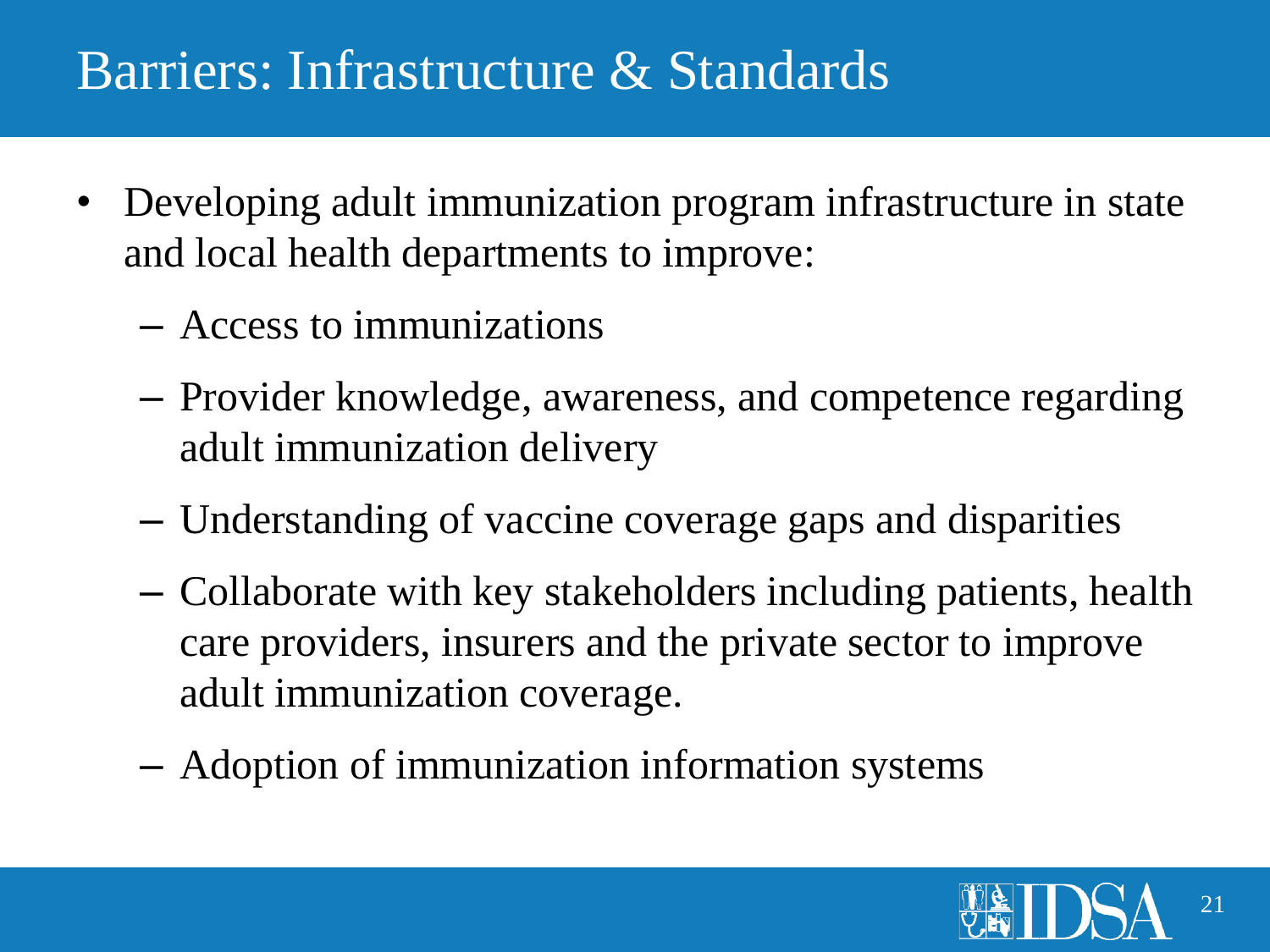# Barriers: Infrastructure & Standards

- Developing adult immunization program infrastructure in state and local health departments to improve:
  - Access to immunizations
  - Provider knowledge, awareness, and competence regarding adult immunization delivery
  - Understanding of vaccine coverage gaps and disparities
  - Collaborate with key stakeholders including patients, health care providers, insurers and the private sector to improve adult immunization coverage.
  - Adoption of immunization information systems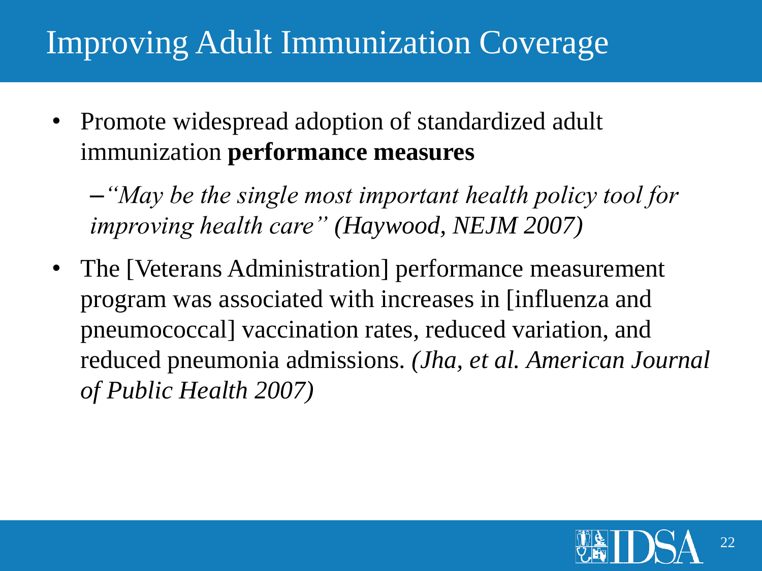# Improving Adult Immunization Coverage

- Promote widespread adoption of standardized adult immunization **performance measures**
  - *"May be the single most important health policy tool for improving health care" (Haywood, NEJM 2007)*
- The [Veterans Administration] performance measurement program was associated with increases in [influenza and pneumococcal] vaccination rates, reduced variation, and reduced pneumonia admissions. *(Jha, et al. American Journal of Public Health 2007)*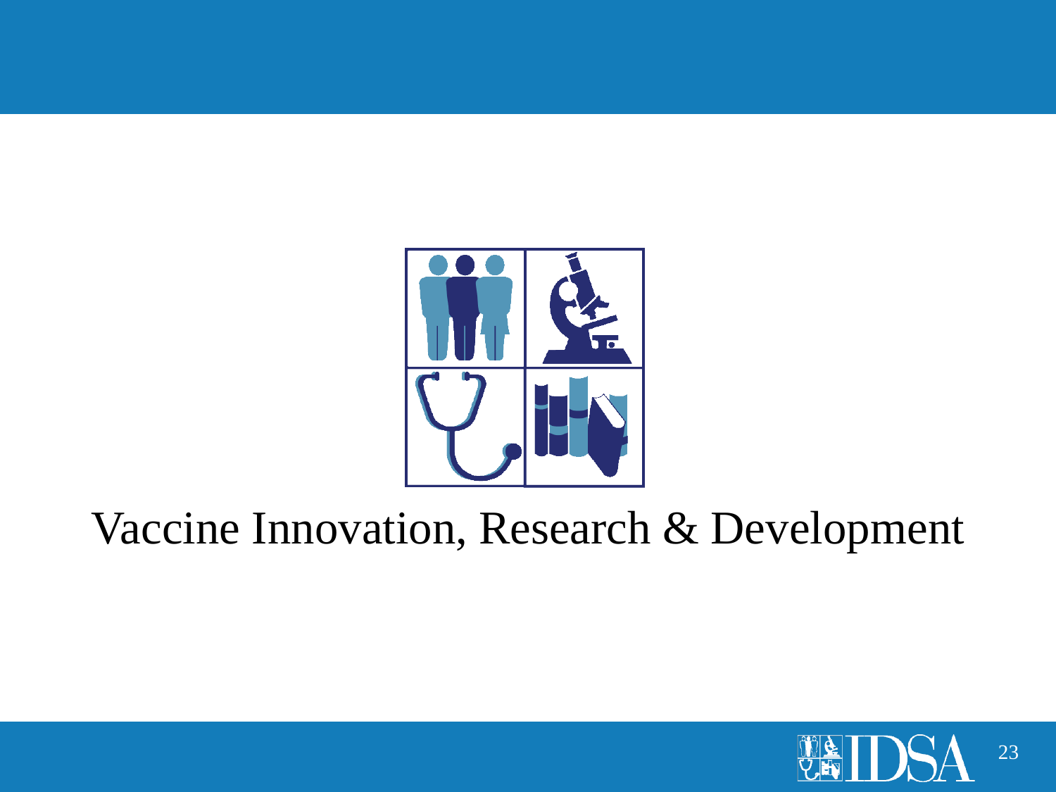# Vaccine Innovation, Research & Development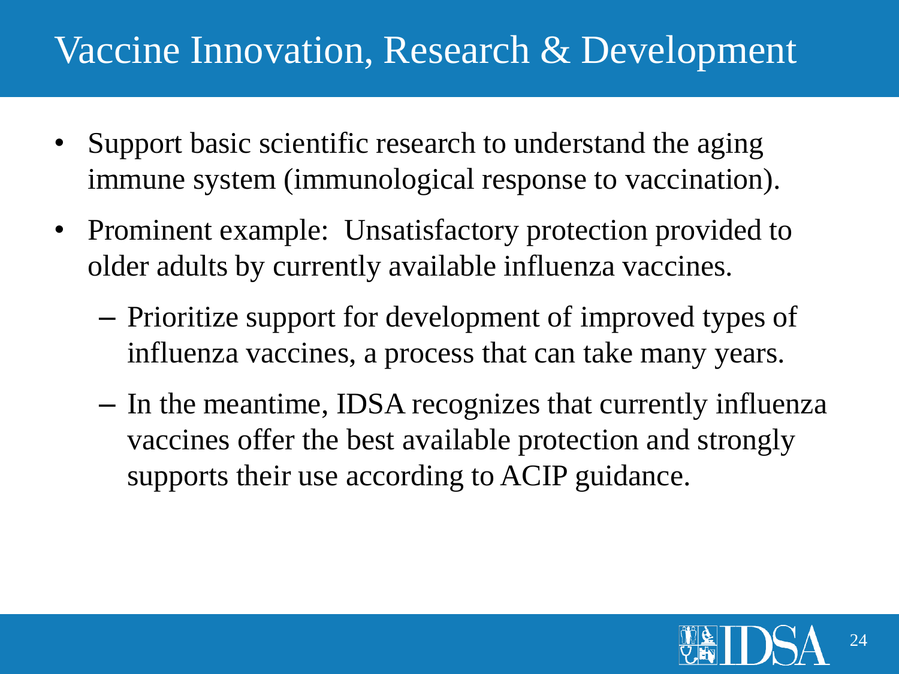# Vaccine Innovation, Research & Development

- Support basic scientific research to understand the aging immune system (immunological response to vaccination).
- Prominent example: Unsatisfactory protection provided to older adults by currently available influenza vaccines.
  - Prioritize support for development of improved types of influenza vaccines, a process that can take many years.
  - In the meantime, IDSA recognizes that currently influenza vaccines offer the best available protection and strongly supports their use according to ACIP guidance.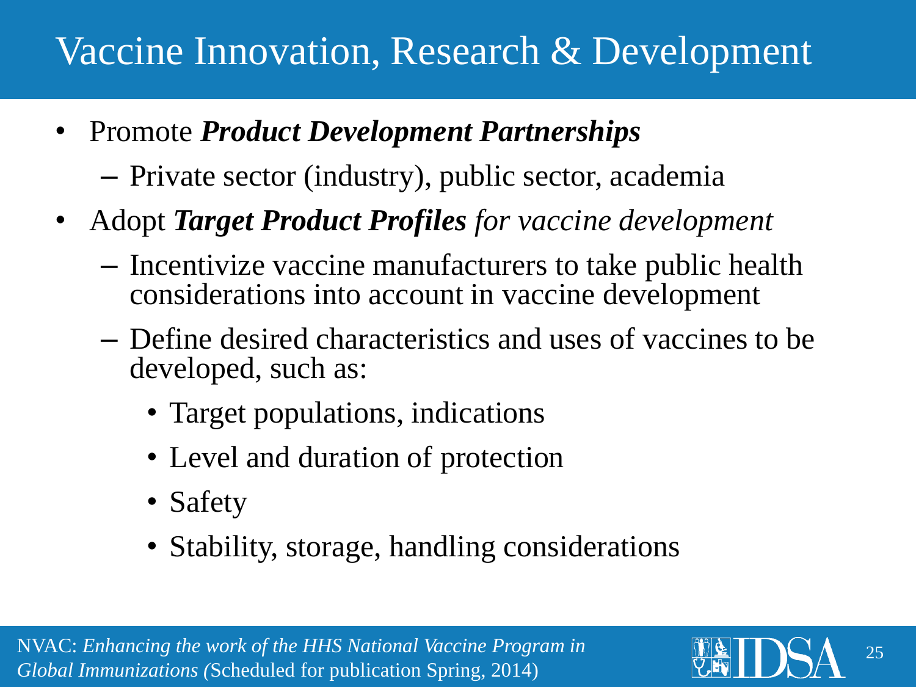# Vaccine Innovation, Research & Development

- Promote ***Product Development Partnerships***
  - Private sector (industry), public sector, academia
- Adopt ***Target Product Profiles*** *for vaccine development*
  - Incentivize vaccine manufacturers to take public health considerations into account in vaccine development
  - Define desired characteristics and uses of vaccines to be developed, such as:
    - Target populations, indications
    - Level and duration of protection
    - Safety
    - Stability, storage, handling considerations

NVAC: *Enhancing the work of the HHS National Vaccine Program in Global Immunizations (*Scheduled for publication Spring, 2014)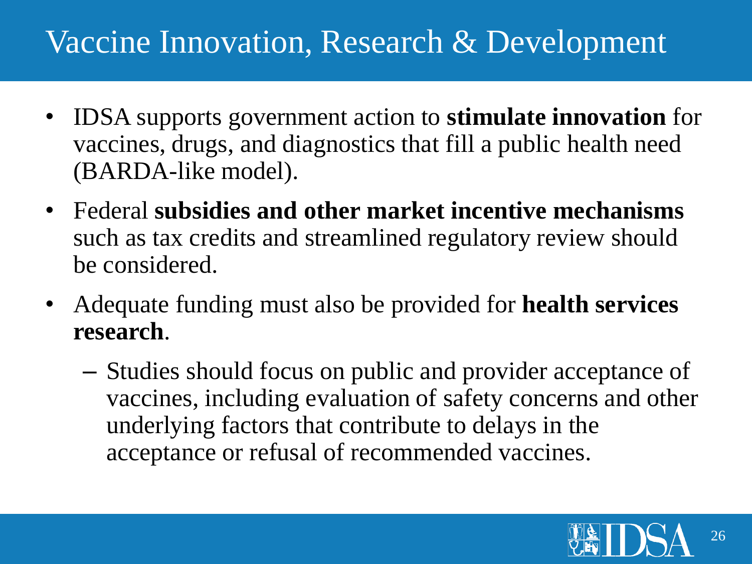# Vaccine Innovation, Research & Development

- IDSA supports government action to **stimulate innovation** for vaccines, drugs, and diagnostics that fill a public health need (BARDA-like model).
- Federal **subsidies and other market incentive mechanisms** such as tax credits and streamlined regulatory review should be considered.
- Adequate funding must also be provided for **health services research**.
  - Studies should focus on public and provider acceptance of vaccines, including evaluation of safety concerns and other underlying factors that contribute to delays in the acceptance or refusal of recommended vaccines.